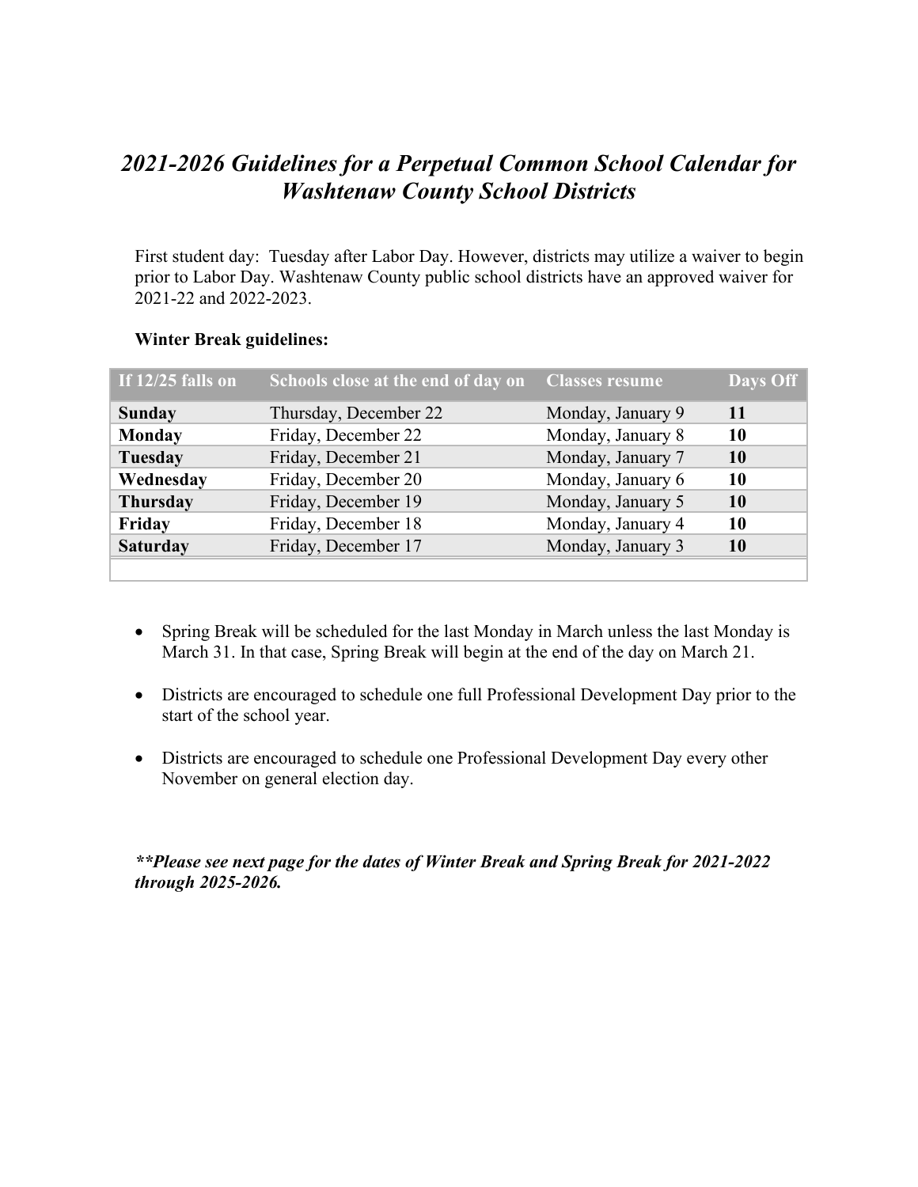# *2021-2026 Guidelines for a Perpetual Common School Calendar for Washtenaw County School Districts*

First student day: Tuesday after Labor Day. However, districts may utilize a waiver to begin prior to Labor Day. Washtenaw County public school districts have an approved waiver for 2021-22 and 2022-2023.

**Winter Break guidelines:**

| If 12/25 falls on | Schools close at the end of day on | Classes resume | Days Off |
|---|---|---|---|
| **Sunday** | Thursday, December 22 | Monday, January 9 | **11** |
| **Monday** | Friday, December 22 | Monday, January 8 | **10** |
| **Tuesday** | Friday, December 21 | Monday, January 7 | **10** |
| **Wednesday** | Friday, December 20 | Monday, January 6 | **10** |
| **Thursday** | Friday, December 19 | Monday, January 5 | **10** |
| **Friday** | Friday, December 18 | Monday, January 4 | **10** |
| **Saturday** | Friday, December 17 | Monday, January 3 | **10** |

- Spring Break will be scheduled for the last Monday in March unless the last Monday is March 31. In that case, Spring Break will begin at the end of the day on March 21.
- Districts are encouraged to schedule one full Professional Development Day prior to the start of the school year.
- Districts are encouraged to schedule one Professional Development Day every other November on general election day.

***\*\*Please see next page for the dates of Winter Break and Spring Break for 2021-2022 through 2025-2026.***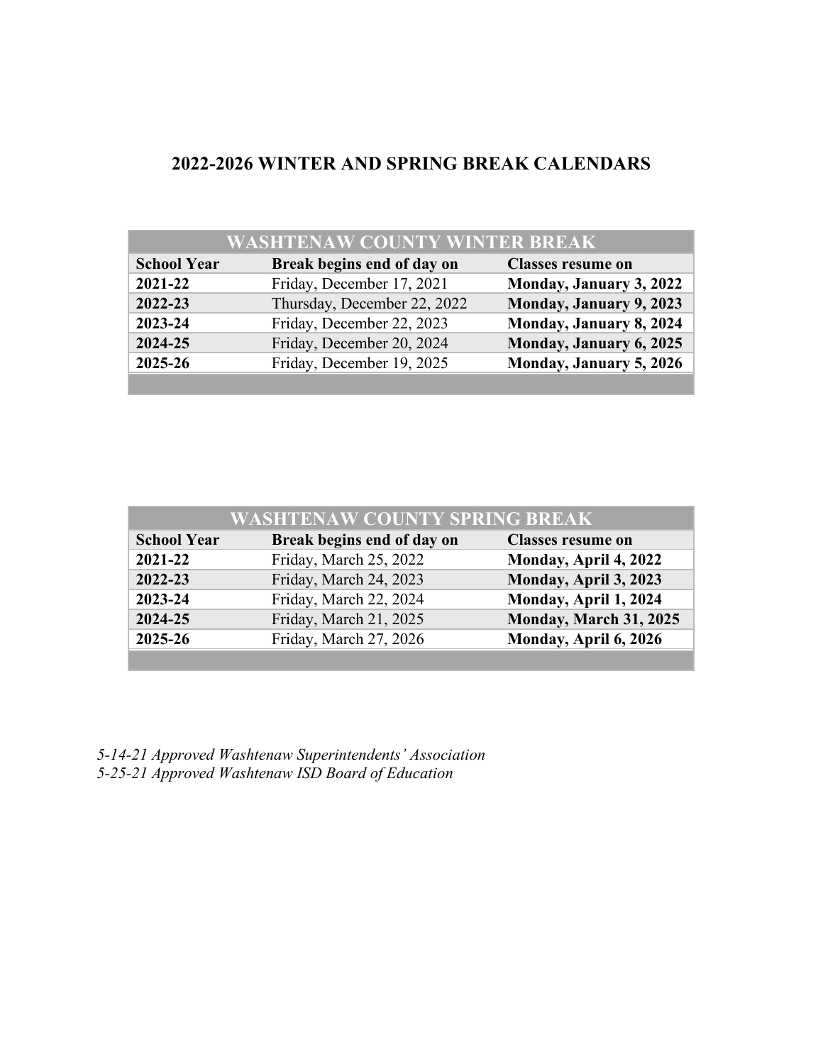# 2022-2026 WINTER AND SPRING BREAK CALENDARS

| WASHTENAW COUNTY WINTER BREAK | | |
|---|---|---|
| **School Year** | **Break begins end of day on** | **Classes resume on** |
| **2021-22** | Friday, December 17, 2021 | **Monday, January 3, 2022** |
| **2022-23** | Thursday, December 22, 2022 | **Monday, January 9, 2023** |
| **2023-24** | Friday, December 22, 2023 | **Monday, January 8, 2024** |
| **2024-25** | Friday, December 20, 2024 | **Monday, January 6, 2025** |
| **2025-26** | Friday, December 19, 2025 | **Monday, January 5, 2026** |

| WASHTENAW COUNTY SPRING BREAK | | |
|---|---|---|
| **School Year** | **Break begins end of day on** | **Classes resume on** |
| **2021-22** | Friday, March 25, 2022 | **Monday, April 4, 2022** |
| **2022-23** | Friday, March 24, 2023 | **Monday, April 3, 2023** |
| **2023-24** | Friday, March 22, 2024 | **Monday, April 1, 2024** |
| **2024-25** | Friday, March 21, 2025 | **Monday, March 31, 2025** |
| **2025-26** | Friday, March 27, 2026 | **Monday, April 6, 2026** |

*5-14-21 Approved Washtenaw Superintendents' Association*
*5-25-21 Approved Washtenaw ISD Board of Education*